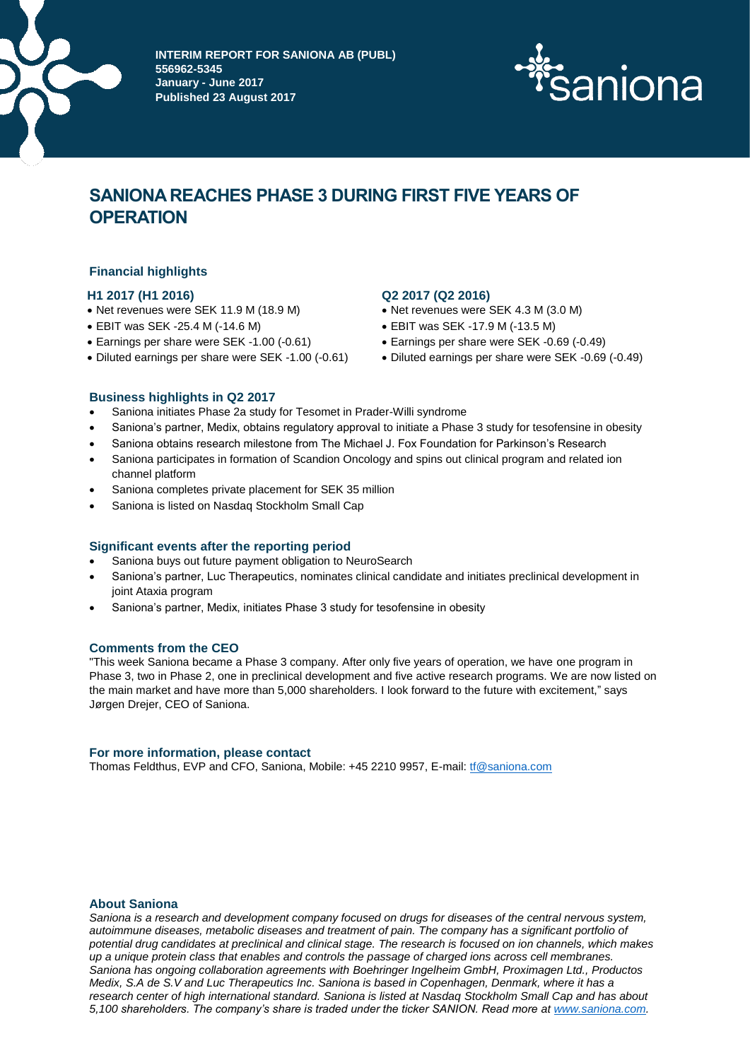**INTERIM REPORT FOR SANIONA AB (PUBL)**
**556962-5345**
**January - June 2017**
**Published 23 August 2017**

# SANIONA REACHES PHASE 3 DURING FIRST FIVE YEARS OF OPERATION

## Financial highlights

### H1 2017 (H1 2016)

- Net revenues were SEK 11.9 M (18.9 M)
- EBIT was SEK -25.4 M (-14.6 M)
- Earnings per share were SEK -1.00 (-0.61)
- Diluted earnings per share were SEK -1.00 (-0.61)

### Q2 2017 (Q2 2016)

- Net revenues were SEK 4.3 M (3.0 M)
- EBIT was SEK -17.9 M (-13.5 M)
- Earnings per share were SEK -0.69 (-0.49)
- Diluted earnings per share were SEK -0.69 (-0.49)

## Business highlights in Q2 2017

- Saniona initiates Phase 2a study for Tesomet in Prader-Willi syndrome
- Saniona's partner, Medix, obtains regulatory approval to initiate a Phase 3 study for tesofensine in obesity
- Saniona obtains research milestone from The Michael J. Fox Foundation for Parkinson's Research
- Saniona participates in formation of Scandion Oncology and spins out clinical program and related ion channel platform
- Saniona completes private placement for SEK 35 million
- Saniona is listed on Nasdaq Stockholm Small Cap

## Significant events after the reporting period

- Saniona buys out future payment obligation to NeuroSearch
- Saniona's partner, Luc Therapeutics, nominates clinical candidate and initiates preclinical development in joint Ataxia program
- Saniona's partner, Medix, initiates Phase 3 study for tesofensine in obesity

## Comments from the CEO

"This week Saniona became a Phase 3 company. After only five years of operation, we have one program in Phase 3, two in Phase 2, one in preclinical development and five active research programs. We are now listed on the main market and have more than 5,000 shareholders. I look forward to the future with excitement," says Jørgen Drejer, CEO of Saniona.

## For more information, please contact

Thomas Feldthus, EVP and CFO, Saniona, Mobile: +45 2210 9957, E-mail: tf@saniona.com

## About Saniona

*Saniona is a research and development company focused on drugs for diseases of the central nervous system, autoimmune diseases, metabolic diseases and treatment of pain. The company has a significant portfolio of potential drug candidates at preclinical and clinical stage. The research is focused on ion channels, which makes up a unique protein class that enables and controls the passage of charged ions across cell membranes. Saniona has ongoing collaboration agreements with Boehringer Ingelheim GmbH, Proximagen Ltd., Productos Medix, S.A de S.V and Luc Therapeutics Inc. Saniona is based in Copenhagen, Denmark, where it has a research center of high international standard. Saniona is listed at Nasdaq Stockholm Small Cap and has about 5,100 shareholders. The company's share is traded under the ticker SANION. Read more at www.saniona.com.*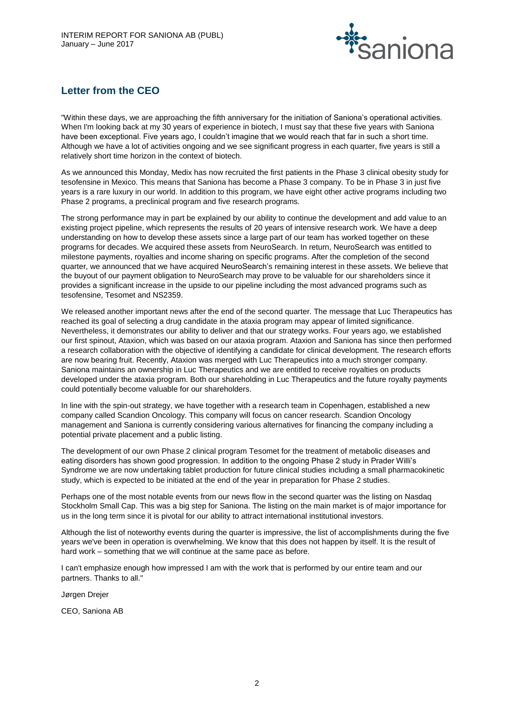## Letter from the CEO

"Within these days, we are approaching the fifth anniversary for the initiation of Saniona's operational activities. When I'm looking back at my 30 years of experience in biotech, I must say that these five years with Saniona have been exceptional. Five years ago, I couldn't imagine that we would reach that far in such a short time. Although we have a lot of activities ongoing and we see significant progress in each quarter, five years is still a relatively short time horizon in the context of biotech.

As we announced this Monday, Medix has now recruited the first patients in the Phase 3 clinical obesity study for tesofensine in Mexico. This means that Saniona has become a Phase 3 company. To be in Phase 3 in just five years is a rare luxury in our world. In addition to this program, we have eight other active programs including two Phase 2 programs, a preclinical program and five research programs.

The strong performance may in part be explained by our ability to continue the development and add value to an existing project pipeline, which represents the results of 20 years of intensive research work. We have a deep understanding on how to develop these assets since a large part of our team has worked together on these programs for decades. We acquired these assets from NeuroSearch. In return, NeuroSearch was entitled to milestone payments, royalties and income sharing on specific programs. After the completion of the second quarter, we announced that we have acquired NeuroSearch's remaining interest in these assets. We believe that the buyout of our payment obligation to NeuroSearch may prove to be valuable for our shareholders since it provides a significant increase in the upside to our pipeline including the most advanced programs such as tesofensine, Tesomet and NS2359.

We released another important news after the end of the second quarter. The message that Luc Therapeutics has reached its goal of selecting a drug candidate in the ataxia program may appear of limited significance. Nevertheless, it demonstrates our ability to deliver and that our strategy works. Four years ago, we established our first spinout, Ataxion, which was based on our ataxia program. Ataxion and Saniona has since then performed a research collaboration with the objective of identifying a candidate for clinical development. The research efforts are now bearing fruit. Recently, Ataxion was merged with Luc Therapeutics into a much stronger company. Saniona maintains an ownership in Luc Therapeutics and we are entitled to receive royalties on products developed under the ataxia program. Both our shareholding in Luc Therapeutics and the future royalty payments could potentially become valuable for our shareholders.

In line with the spin-out strategy, we have together with a research team in Copenhagen, established a new company called Scandion Oncology. This company will focus on cancer research. Scandion Oncology management and Saniona is currently considering various alternatives for financing the company including a potential private placement and a public listing.

The development of our own Phase 2 clinical program Tesomet for the treatment of metabolic diseases and eating disorders has shown good progression. In addition to the ongoing Phase 2 study in Prader Willi's Syndrome we are now undertaking tablet production for future clinical studies including a small pharmacokinetic study, which is expected to be initiated at the end of the year in preparation for Phase 2 studies.

Perhaps one of the most notable events from our news flow in the second quarter was the listing on Nasdaq Stockholm Small Cap. This was a big step for Saniona. The listing on the main market is of major importance for us in the long term since it is pivotal for our ability to attract international institutional investors.

Although the list of noteworthy events during the quarter is impressive, the list of accomplishments during the five years we've been in operation is overwhelming. We know that this does not happen by itself. It is the result of hard work – something that we will continue at the same pace as before.

I can't emphasize enough how impressed I am with the work that is performed by our entire team and our partners. Thanks to all."

Jørgen Drejer

CEO, Saniona AB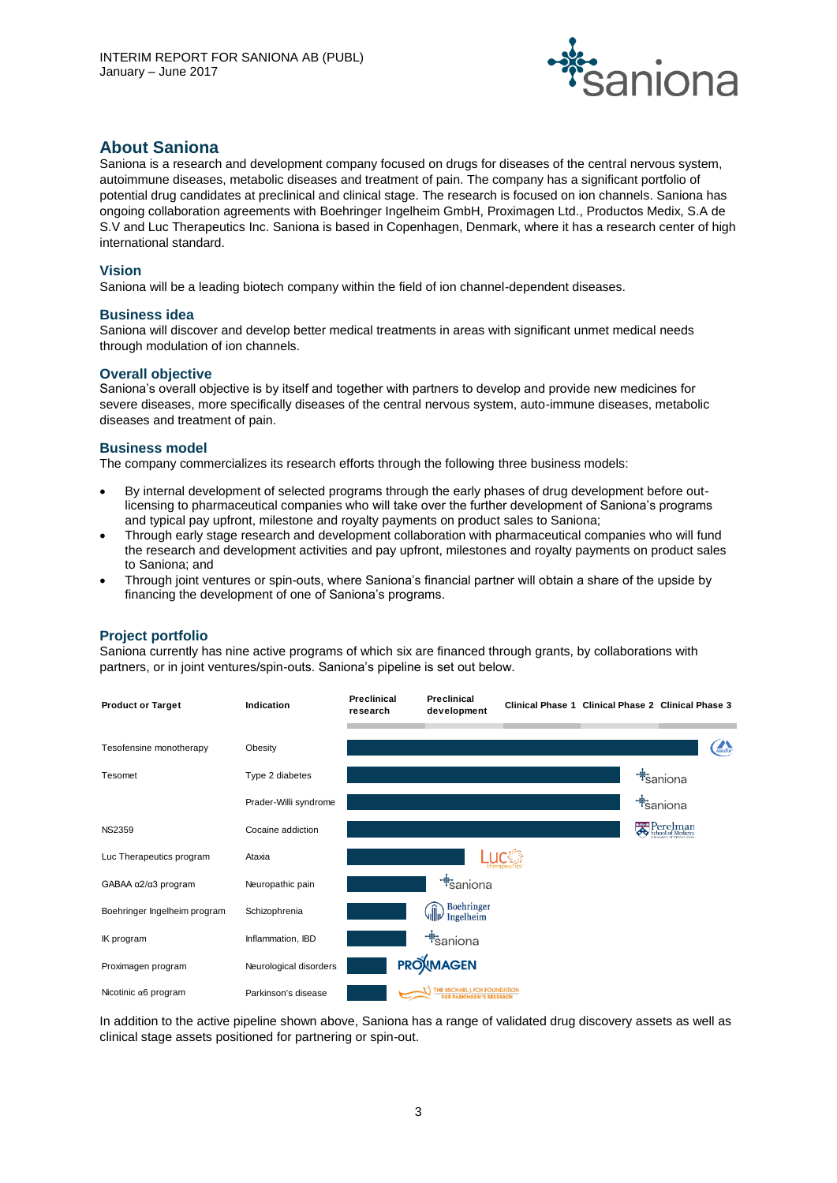## About Saniona

Saniona is a research and development company focused on drugs for diseases of the central nervous system, autoimmune diseases, metabolic diseases and treatment of pain. The company has a significant portfolio of potential drug candidates at preclinical and clinical stage. The research is focused on ion channels. Saniona has ongoing collaboration agreements with Boehringer Ingelheim GmbH, Proximagen Ltd., Productos Medix, S.A de S.V and Luc Therapeutics Inc. Saniona is based in Copenhagen, Denmark, where it has a research center of high international standard.

### Vision

Saniona will be a leading biotech company within the field of ion channel-dependent diseases.

### Business idea

Saniona will discover and develop better medical treatments in areas with significant unmet medical needs through modulation of ion channels.

### Overall objective

Saniona's overall objective is by itself and together with partners to develop and provide new medicines for severe diseases, more specifically diseases of the central nervous system, auto-immune diseases, metabolic diseases and treatment of pain.

### Business model

The company commercializes its research efforts through the following three business models:

- By internal development of selected programs through the early phases of drug development before out-licensing to pharmaceutical companies who will take over the further development of Saniona's programs and typical pay upfront, milestone and royalty payments on product sales to Saniona;
- Through early stage research and development collaboration with pharmaceutical companies who will fund the research and development activities and pay upfront, milestones and royalty payments on product sales to Saniona; and
- Through joint ventures or spin-outs, where Saniona's financial partner will obtain a share of the upside by financing the development of one of Saniona's programs.

### Project portfolio

Saniona currently has nine active programs of which six are financed through grants, by collaborations with partners, or in joint ventures/spin-outs. Saniona's pipeline is set out below.

| Product or Target | Indication | Stage reached | Partner |
|---|---|---|---|
| Tesofensine monotherapy | Obesity | Clinical Phase 3 | Medix |
| Tesomet | Type 2 diabetes | Clinical Phase 2 | Saniona |
| | Prader-Willi syndrome | Clinical Phase 2 | Saniona |
| NS2359 | Cocaine addiction | Clinical Phase 2 | Perelman School of Medicine |
| Luc Therapeutics program | Ataxia | Preclinical development | Luc Therapeutics |
| GABAA α2/α3 program | Neuropathic pain | Preclinical research | Saniona |
| Boehringer Ingelheim program | Schizophrenia | Preclinical research | Boehringer Ingelheim |
| IK program | Inflammation, IBD | Preclinical research | Saniona |
| Proximagen program | Neurological disorders | Preclinical research | Proximagen |
| Nicotinic α6 program | Parkinson's disease | Preclinical research | The Michael J. Fox Foundation for Parkinson's Research |

In addition to the active pipeline shown above, Saniona has a range of validated drug discovery assets as well as clinical stage assets positioned for partnering or spin-out.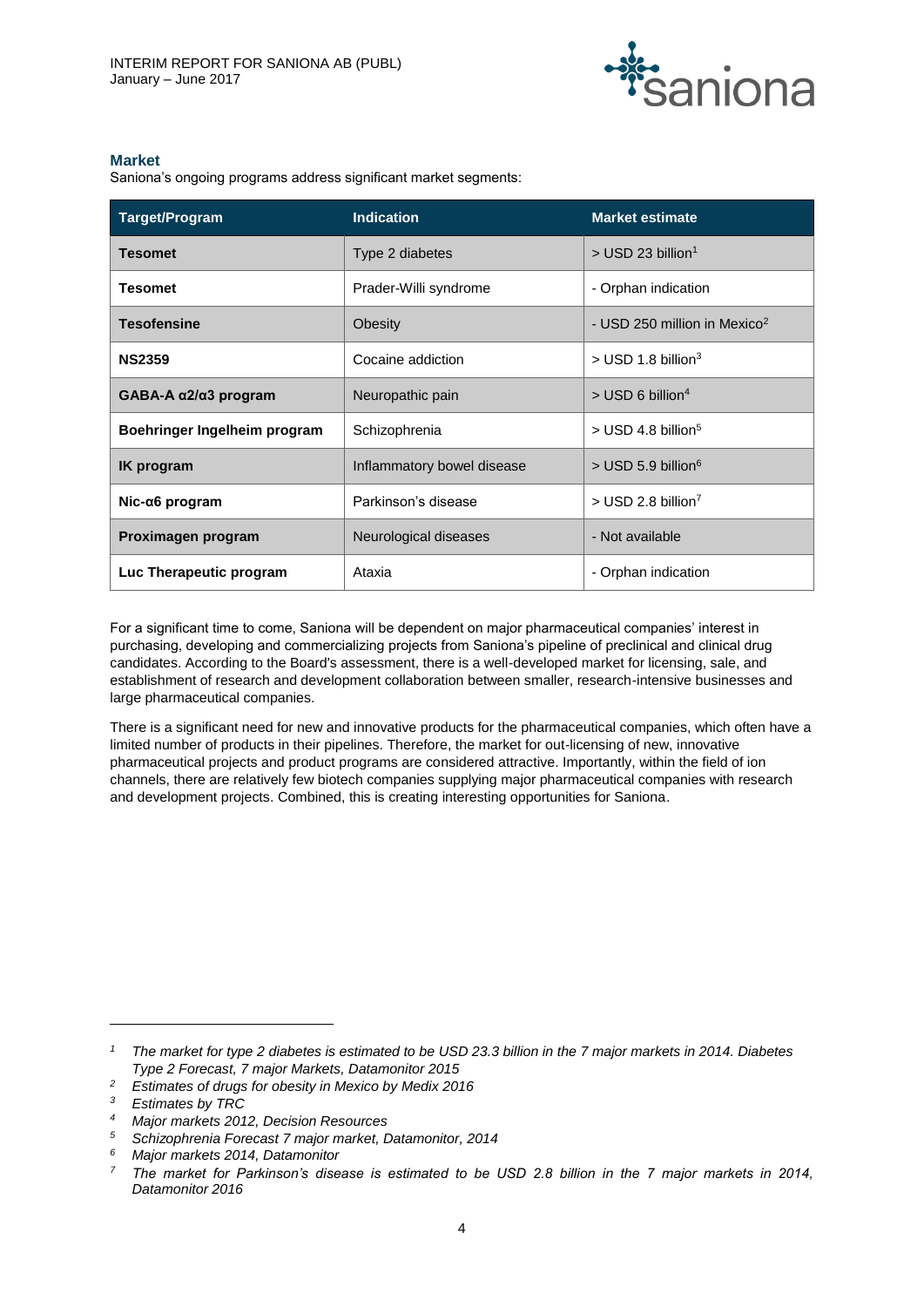## Market

Saniona's ongoing programs address significant market segments:

| Target/Program | Indication | Market estimate |
|---|---|---|
| **Tesomet** | Type 2 diabetes | > USD 23 billion[1] |
| **Tesomet** | Prader-Willi syndrome | - Orphan indication |
| **Tesofensine** | Obesity | - USD 250 million in Mexico[2] |
| **NS2359** | Cocaine addiction | > USD 1.8 billion[3] |
| **GABA-A α2/α3 program** | Neuropathic pain | > USD 6 billion[4] |
| **Boehringer Ingelheim program** | Schizophrenia | > USD 4.8 billion[5] |
| **IK program** | Inflammatory bowel disease | > USD 5.9 billion[6] |
| **Nic-α6 program** | Parkinson's disease | > USD 2.8 billion[7] |
| **Proximagen program** | Neurological diseases | - Not available |
| **Luc Therapeutic program** | Ataxia | - Orphan indication |

For a significant time to come, Saniona will be dependent on major pharmaceutical companies' interest in purchasing, developing and commercializing projects from Saniona's pipeline of preclinical and clinical drug candidates. According to the Board's assessment, there is a well-developed market for licensing, sale, and establishment of research and development collaboration between smaller, research-intensive businesses and large pharmaceutical companies.

There is a significant need for new and innovative products for the pharmaceutical companies, which often have a limited number of products in their pipelines. Therefore, the market for out-licensing of new, innovative pharmaceutical projects and product programs are considered attractive. Importantly, within the field of ion channels, there are relatively few biotech companies supplying major pharmaceutical companies with research and development projects. Combined, this is creating interesting opportunities for Saniona.

---

[1] *The market for type 2 diabetes is estimated to be USD 23.3 billion in the 7 major markets in 2014. Diabetes Type 2 Forecast, 7 major Markets, Datamonitor 2015*

[2] *Estimates of drugs for obesity in Mexico by Medix 2016*

[3] *Estimates by TRC*

[4] *Major markets 2012, Decision Resources*

[5] *Schizophrenia Forecast 7 major market, Datamonitor, 2014*

[6] *Major markets 2014, Datamonitor*

[7] *The market for Parkinson's disease is estimated to be USD 2.8 billion in the 7 major markets in 2014, Datamonitor 2016*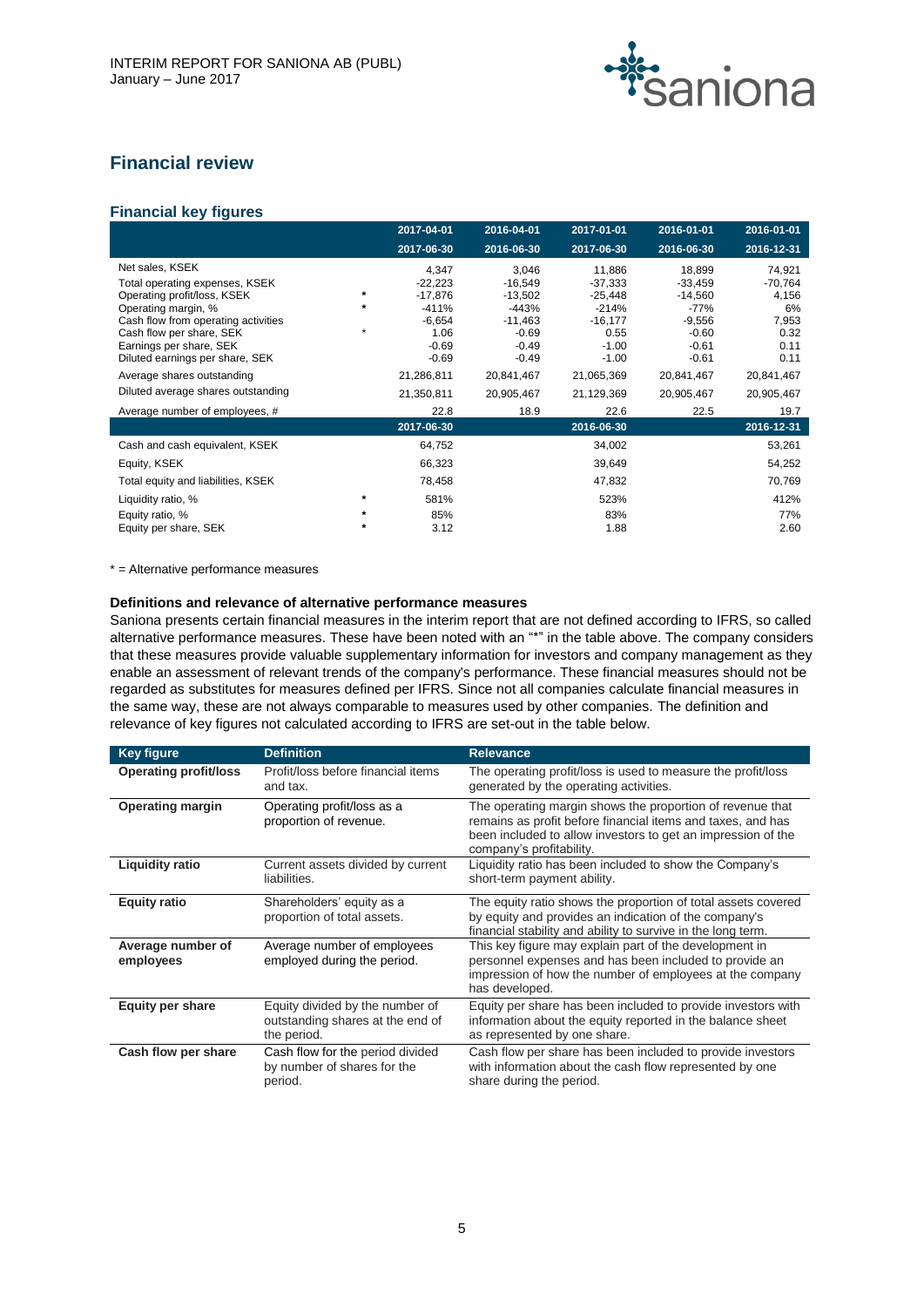## Financial review

### Financial key figures

| | | 2017-04-01<br>2017-06-30 | 2016-04-01<br>2016-06-30 | 2017-01-01<br>2017-06-30 | 2016-01-01<br>2016-06-30 | 2016-01-01<br>2016-12-31 |
|---|---|---|---|---|---|---|
| Net sales, KSEK | | 4,347 | 3,046 | 11,886 | 18,899 | 74,921 |
| Total operating expenses, KSEK | | -22,223 | -16,549 | -37,333 | -33,459 | -70,764 |
| Operating profit/loss, KSEK | * | -17,876 | -13,502 | -25,448 | -14,560 | 4,156 |
| Operating margin, % | * | -411% | -443% | -214% | -77% | 6% |
| Cash flow from operating activities | | -6,654 | -11,463 | -16,177 | -9,556 | 7,953 |
| Cash flow per share, SEK | * | 1.06 | -0.69 | 0.55 | -0.60 | 0.32 |
| Earnings per share, SEK | | -0.69 | -0.49 | -1.00 | -0.61 | 0.11 |
| Diluted earnings per share, SEK | | -0.69 | -0.49 | -1.00 | -0.61 | 0.11 |
| Average shares outstanding | | 21,286,811 | 20,841,467 | 21,065,369 | 20,841,467 | 20,841,467 |
| Diluted average shares outstanding | | 21,350,811 | 20,905,467 | 21,129,369 | 20,905,467 | 20,905,467 |
| Average number of employees, # | | 22.8 | 18.9 | 22.6 | 22.5 | 19.7 |
| | | **2017-06-30** | | **2016-06-30** | | **2016-12-31** |
| Cash and cash equivalent, KSEK | | 64,752 | | 34,002 | | 53,261 |
| Equity, KSEK | | 66,323 | | 39,649 | | 54,252 |
| Total equity and liabilities, KSEK | | 78,458 | | 47,832 | | 70,769 |
| Liquidity ratio, % | * | 581% | | 523% | | 412% |
| Equity ratio, % | * | 85% | | 83% | | 77% |
| Equity per share, SEK | * | 3.12 | | 1.88 | | 2.60 |

* = Alternative performance measures

**Definitions and relevance of alternative performance measures**

Saniona presents certain financial measures in the interim report that are not defined according to IFRS, so called alternative performance measures. These have been noted with an "*" in the table above. The company considers that these measures provide valuable supplementary information for investors and company management as they enable an assessment of relevant trends of the company's performance. These financial measures should not be regarded as substitutes for measures defined per IFRS. Since not all companies calculate financial measures in the same way, these are not always comparable to measures used by other companies. The definition and relevance of key figures not calculated according to IFRS are set-out in the table below.

| Key figure | Definition | Relevance |
|---|---|---|
| **Operating profit/loss** | Profit/loss before financial items and tax. | The operating profit/loss is used to measure the profit/loss generated by the operating activities. |
| **Operating margin** | Operating profit/loss as a proportion of revenue. | The operating margin shows the proportion of revenue that remains as profit before financial items and taxes, and has been included to allow investors to get an impression of the company's profitability. |
| **Liquidity ratio** | Current assets divided by current liabilities. | Liquidity ratio has been included to show the Company's short-term payment ability. |
| **Equity ratio** | Shareholders' equity as a proportion of total assets. | The equity ratio shows the proportion of total assets covered by equity and provides an indication of the company's financial stability and ability to survive in the long term. |
| **Average number of employees** | Average number of employees employed during the period. | This key figure may explain part of the development in personnel expenses and has been included to provide an impression of how the number of employees at the company has developed. |
| **Equity per share** | Equity divided by the number of outstanding shares at the end of the period. | Equity per share has been included to provide investors with information about the equity reported in the balance sheet as represented by one share. |
| **Cash flow per share** | Cash flow for the period divided by number of shares for the period. | Cash flow per share has been included to provide investors with information about the cash flow represented by one share during the period. |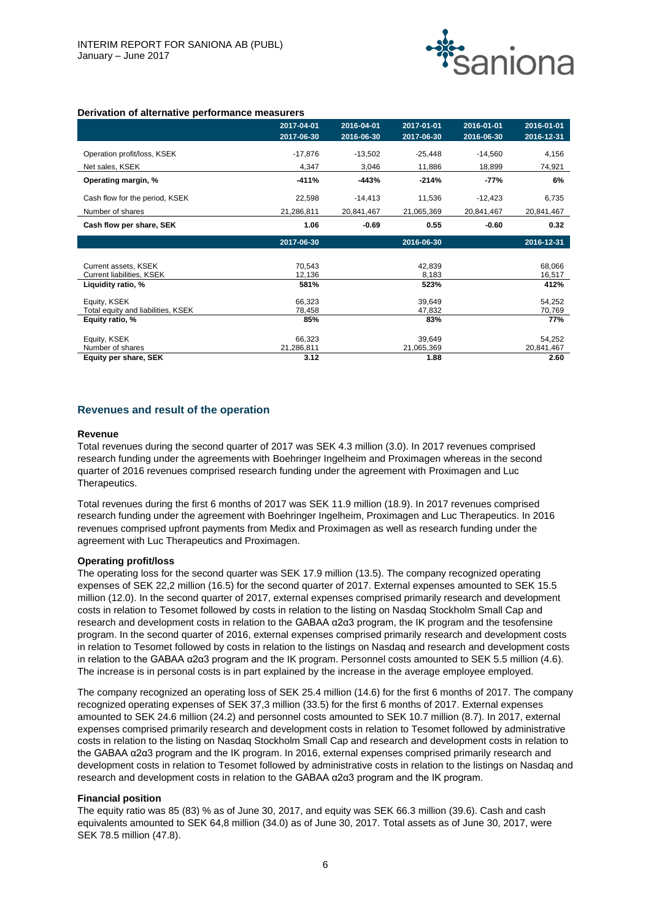### Derivation of alternative performance measurers

| | 2017-04-01<br>2017-06-30 | 2016-04-01<br>2016-06-30 | 2017-01-01<br>2017-06-30 | 2016-01-01<br>2016-06-30 | 2016-01-01<br>2016-12-31 |
|---|---|---|---|---|---|
| Operation profit/loss, KSEK | -17,876 | -13,502 | -25,448 | -14,560 | 4,156 |
| Net sales, KSEK | 4,347 | 3,046 | 11,886 | 18,899 | 74,921 |
| **Operating margin, %** | **-411%** | **-443%** | **-214%** | **-77%** | **6%** |
| Cash flow for the period, KSEK | 22,598 | -14,413 | 11,536 | -12,423 | 6,735 |
| Number of shares | 21,286,811 | 20,841,467 | 21,065,369 | 20,841,467 | 20,841,467 |
| **Cash flow per share, SEK** | **1.06** | **-0.69** | **0.55** | **-0.60** | **0.32** |

| | 2017-06-30 | 2016-06-30 | 2016-12-31 |
|---|---|---|---|
| Current assets, KSEK | 70,543 | 42,839 | 68,066 |
| Current liabilities, KSEK | 12,136 | 8,183 | 16,517 |
| **Liquidity ratio, %** | **581%** | **523%** | **412%** |
| Equity, KSEK | 66,323 | 39,649 | 54,252 |
| Total equity and liabilities, KSEK | 78,458 | 47,832 | 70,769 |
| **Equity ratio, %** | **85%** | **83%** | **77%** |
| Equity, KSEK | 66,323 | 39,649 | 54,252 |
| Number of shares | 21,286,811 | 21,065,369 | 20,841,467 |
| **Equity per share, SEK** | **3.12** | **1.88** | **2.60** |

## Revenues and result of the operation

### Revenue

Total revenues during the second quarter of 2017 was SEK 4.3 million (3.0). In 2017 revenues comprised research funding under the agreements with Boehringer Ingelheim and Proximagen whereas in the second quarter of 2016 revenues comprised research funding under the agreement with Proximagen and Luc Therapeutics.

Total revenues during the first 6 months of 2017 was SEK 11.9 million (18.9). In 2017 revenues comprised research funding under the agreement with Boehringer Ingelheim, Proximagen and Luc Therapeutics. In 2016 revenues comprised upfront payments from Medix and Proximagen as well as research funding under the agreement with Luc Therapeutics and Proximagen.

### Operating profit/loss

The operating loss for the second quarter was SEK 17.9 million (13.5). The company recognized operating expenses of SEK 22,2 million (16.5) for the second quarter of 2017. External expenses amounted to SEK 15.5 million (12.0). In the second quarter of 2017, external expenses comprised primarily research and development costs in relation to Tesomet followed by costs in relation to the listing on Nasdaq Stockholm Small Cap and research and development costs in relation to the GABAA α2α3 program, the IK program and the tesofensine program. In the second quarter of 2016, external expenses comprised primarily research and development costs in relation to Tesomet followed by costs in relation to the listings on Nasdaq and research and development costs in relation to the GABAA α2α3 program and the IK program. Personnel costs amounted to SEK 5.5 million (4.6). The increase is in personal costs is in part explained by the increase in the average employee employed.

The company recognized an operating loss of SEK 25.4 million (14.6) for the first 6 months of 2017. The company recognized operating expenses of SEK 37,3 million (33.5) for the first 6 months of 2017. External expenses amounted to SEK 24.6 million (24.2) and personnel costs amounted to SEK 10.7 million (8.7). In 2017, external expenses comprised primarily research and development costs in relation to Tesomet followed by administrative costs in relation to the listing on Nasdaq Stockholm Small Cap and research and development costs in relation to the GABAA α2α3 program and the IK program. In 2016, external expenses comprised primarily research and development costs in relation to Tesomet followed by administrative costs in relation to the listings on Nasdaq and research and development costs in relation to the GABAA α2α3 program and the IK program.

### Financial position

The equity ratio was 85 (83) % as of June 30, 2017, and equity was SEK 66.3 million (39.6). Cash and cash equivalents amounted to SEK 64,8 million (34.0) as of June 30, 2017. Total assets as of June 30, 2017, were SEK 78.5 million (47.8).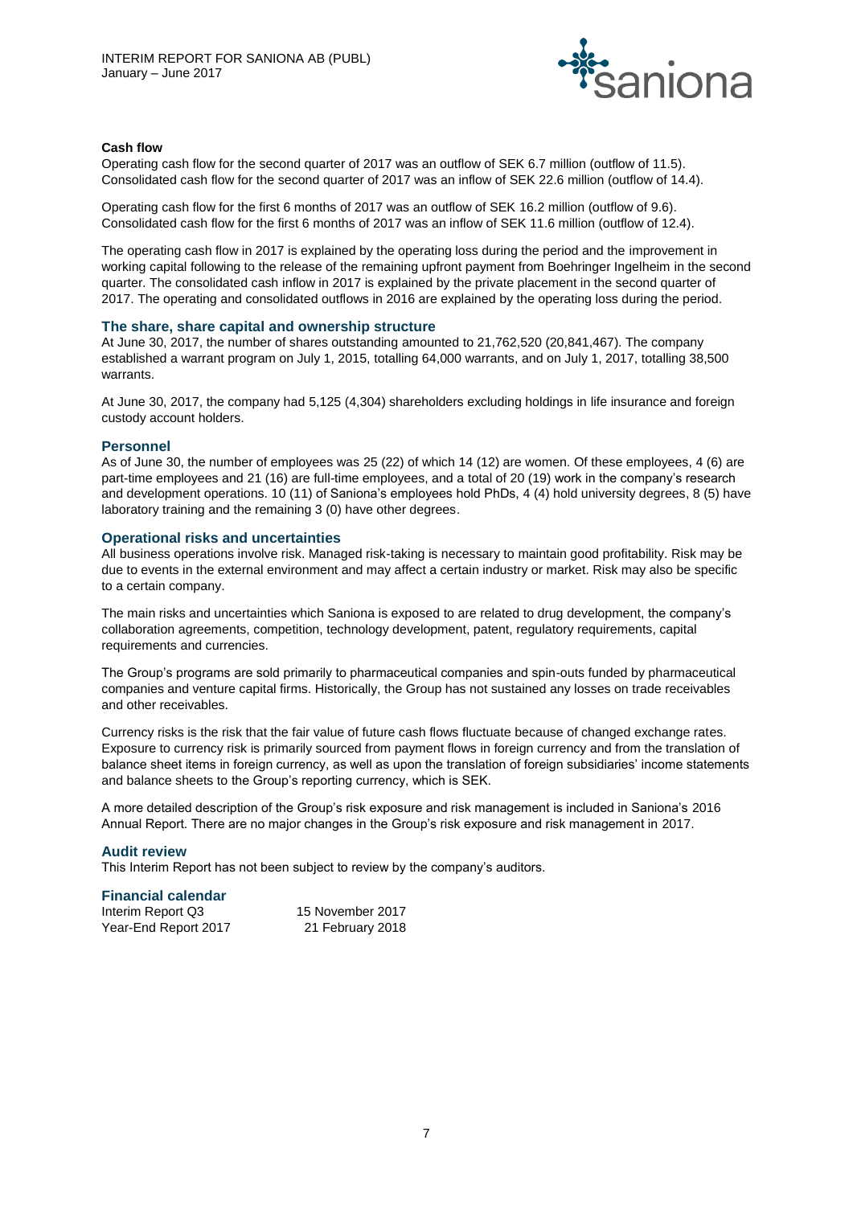#### Cash flow

Operating cash flow for the second quarter of 2017 was an outflow of SEK 6.7 million (outflow of 11.5). Consolidated cash flow for the second quarter of 2017 was an inflow of SEK 22.6 million (outflow of 14.4).

Operating cash flow for the first 6 months of 2017 was an outflow of SEK 16.2 million (outflow of 9.6). Consolidated cash flow for the first 6 months of 2017 was an inflow of SEK 11.6 million (outflow of 12.4).

The operating cash flow in 2017 is explained by the operating loss during the period and the improvement in working capital following to the release of the remaining upfront payment from Boehringer Ingelheim in the second quarter. The consolidated cash inflow in 2017 is explained by the private placement in the second quarter of 2017. The operating and consolidated outflows in 2016 are explained by the operating loss during the period.

### The share, share capital and ownership structure

At June 30, 2017, the number of shares outstanding amounted to 21,762,520 (20,841,467). The company established a warrant program on July 1, 2015, totalling 64,000 warrants, and on July 1, 2017, totalling 38,500 warrants.

At June 30, 2017, the company had 5,125 (4,304) shareholders excluding holdings in life insurance and foreign custody account holders.

### Personnel

As of June 30, the number of employees was 25 (22) of which 14 (12) are women. Of these employees, 4 (6) are part-time employees and 21 (16) are full-time employees, and a total of 20 (19) work in the company's research and development operations. 10 (11) of Saniona's employees hold PhDs, 4 (4) hold university degrees, 8 (5) have laboratory training and the remaining 3 (0) have other degrees.

### Operational risks and uncertainties

All business operations involve risk. Managed risk-taking is necessary to maintain good profitability. Risk may be due to events in the external environment and may affect a certain industry or market. Risk may also be specific to a certain company.

The main risks and uncertainties which Saniona is exposed to are related to drug development, the company's collaboration agreements, competition, technology development, patent, regulatory requirements, capital requirements and currencies.

The Group's programs are sold primarily to pharmaceutical companies and spin-outs funded by pharmaceutical companies and venture capital firms. Historically, the Group has not sustained any losses on trade receivables and other receivables.

Currency risks is the risk that the fair value of future cash flows fluctuate because of changed exchange rates. Exposure to currency risk is primarily sourced from payment flows in foreign currency and from the translation of balance sheet items in foreign currency, as well as upon the translation of foreign subsidiaries' income statements and balance sheets to the Group's reporting currency, which is SEK.

A more detailed description of the Group's risk exposure and risk management is included in Saniona's 2016 Annual Report. There are no major changes in the Group's risk exposure and risk management in 2017.

### Audit review

This Interim Report has not been subject to review by the company's auditors.

### Financial calendar

| | |
|---|---|
| Interim Report Q3 | 15 November 2017 |
| Year-End Report 2017 | 21 February 2018 |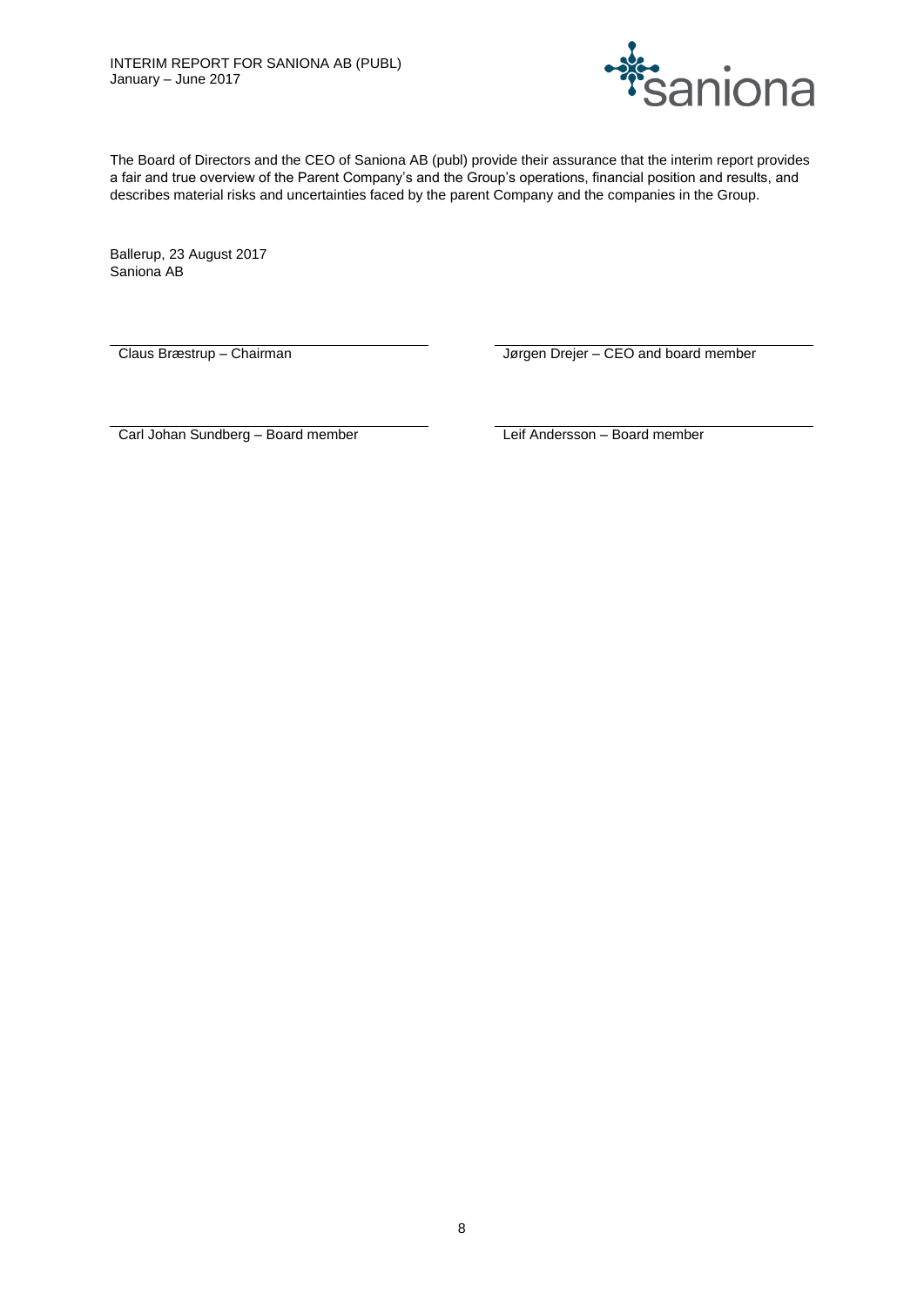The Board of Directors and the CEO of Saniona AB (publ) provide their assurance that the interim report provides a fair and true overview of the Parent Company's and the Group's operations, financial position and results, and describes material risks and uncertainties faced by the parent Company and the companies in the Group.

Ballerup, 23 August 2017
Saniona AB

| | |
|---|---|
| Claus Bræstrup – Chairman | Jørgen Drejer – CEO and board member |
| Carl Johan Sundberg – Board member | Leif Andersson – Board member |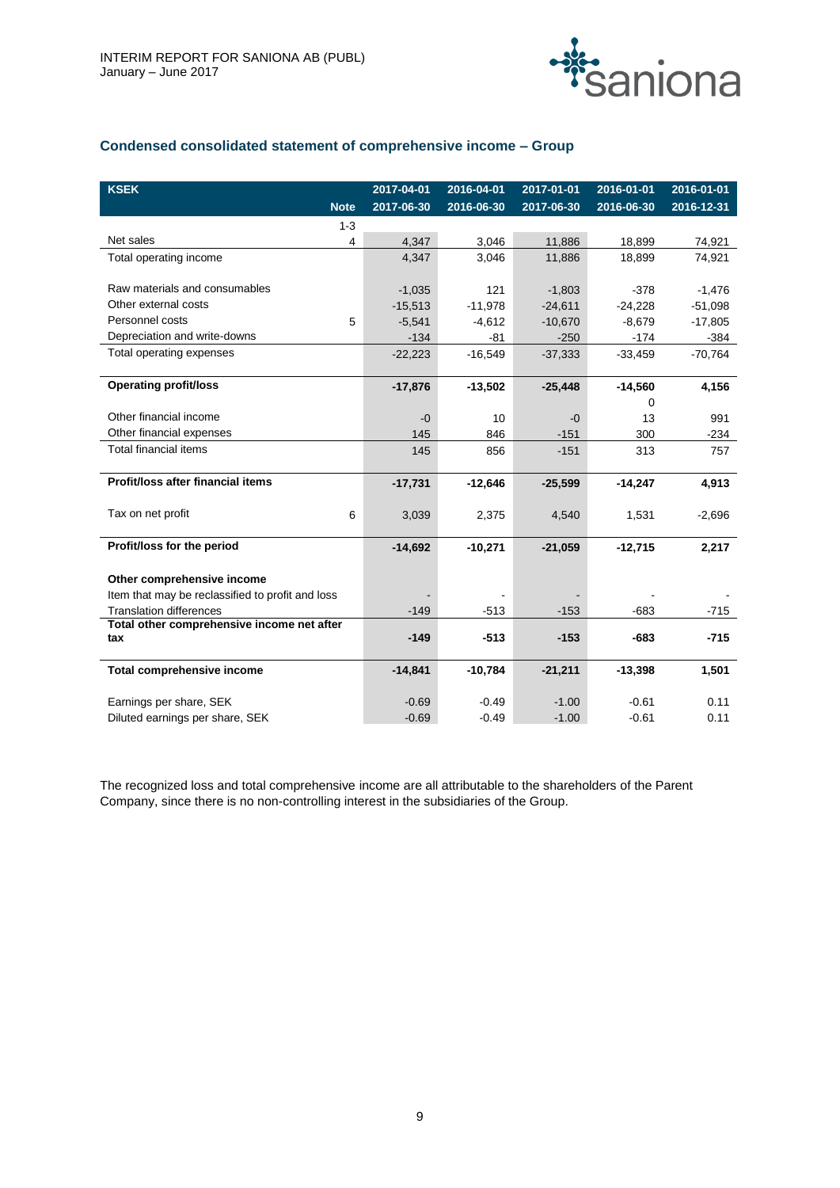## Condensed consolidated statement of comprehensive income – Group

| KSEK | Note | 2017-04-01 2017-06-30 | 2016-04-01 2016-06-30 | 2017-01-01 2017-06-30 | 2016-01-01 2016-06-30 | 2016-01-01 2016-12-31 |
|---|---|---|---|---|---|---|
| | 1-3 | | | | | |
| Net sales | 4 | 4,347 | 3,046 | 11,886 | 18,899 | 74,921 |
| Total operating income | | 4,347 | 3,046 | 11,886 | 18,899 | 74,921 |
| | | | | | | |
| Raw materials and consumables | | -1,035 | 121 | -1,803 | -378 | -1,476 |
| Other external costs | | -15,513 | -11,978 | -24,611 | -24,228 | -51,098 |
| Personnel costs | 5 | -5,541 | -4,612 | -10,670 | -8,679 | -17,805 |
| Depreciation and write-downs | | -134 | -81 | -250 | -174 | -384 |
| Total operating expenses | | -22,223 | -16,549 | -37,333 | -33,459 | -70,764 |
| | | | | | | |
| **Operating profit/loss** | | **-17,876** | **-13,502** | **-25,448** | **-14,560** | **4,156** |
| | | | | | 0 | |
| Other financial income | | -0 | 10 | -0 | 13 | 991 |
| Other financial expenses | | 145 | 846 | -151 | 300 | -234 |
| Total financial items | | 145 | 856 | -151 | 313 | 757 |
| | | | | | | |
| **Profit/loss after financial items** | | **-17,731** | **-12,646** | **-25,599** | **-14,247** | **4,913** |
| | | | | | | |
| Tax on net profit | 6 | 3,039 | 2,375 | 4,540 | 1,531 | -2,696 |
| | | | | | | |
| **Profit/loss for the period** | | **-14,692** | **-10,271** | **-21,059** | **-12,715** | **2,217** |
| | | | | | | |
| **Other comprehensive income** | | | | | | |
| Item that may be reclassified to profit and loss | | - | - | - | - | - |
| Translation differences | | -149 | -513 | -153 | -683 | -715 |
| **Total other comprehensive income net after tax** | | **-149** | **-513** | **-153** | **-683** | **-715** |
| | | | | | | |
| **Total comprehensive income** | | **-14,841** | **-10,784** | **-21,211** | **-13,398** | **1,501** |
| | | | | | | |
| Earnings per share, SEK | | -0.69 | -0.49 | -1.00 | -0.61 | 0.11 |
| Diluted earnings per share, SEK | | -0.69 | -0.49 | -1.00 | -0.61 | 0.11 |

The recognized loss and total comprehensive income are all attributable to the shareholders of the Parent Company, since there is no non-controlling interest in the subsidiaries of the Group.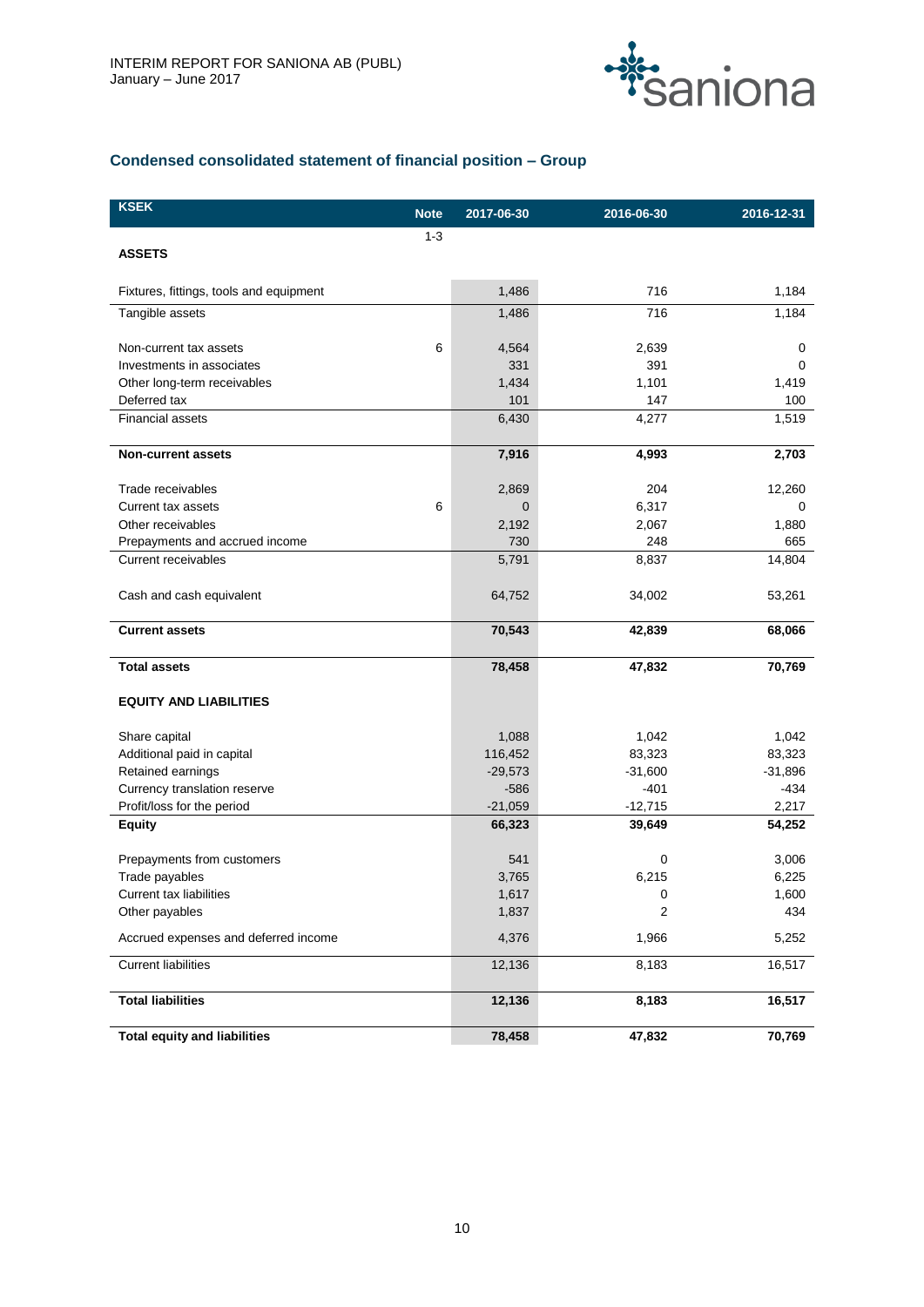## Condensed consolidated statement of financial position – Group

| KSEK | Note | 2017-06-30 | 2016-06-30 | 2016-12-31 |
|---|---|---|---|---|
| | 1-3 | | | |
| **ASSETS** | | | | |
| Fixtures, fittings, tools and equipment | | 1,486 | 716 | 1,184 |
| Tangible assets | | 1,486 | 716 | 1,184 |
| Non-current tax assets | 6 | 4,564 | 2,639 | 0 |
| Investments in associates | | 331 | 391 | 0 |
| Other long-term receivables | | 1,434 | 1,101 | 1,419 |
| Deferred tax | | 101 | 147 | 100 |
| Financial assets | | 6,430 | 4,277 | 1,519 |
| **Non-current assets** | | **7,916** | **4,993** | **2,703** |
| Trade receivables | | 2,869 | 204 | 12,260 |
| Current tax assets | 6 | 0 | 6,317 | 0 |
| Other receivables | | 2,192 | 2,067 | 1,880 |
| Prepayments and accrued income | | 730 | 248 | 665 |
| Current receivables | | 5,791 | 8,837 | 14,804 |
| Cash and cash equivalent | | 64,752 | 34,002 | 53,261 |
| **Current assets** | | **70,543** | **42,839** | **68,066** |
| **Total assets** | | **78,458** | **47,832** | **70,769** |
| **EQUITY AND LIABILITIES** | | | | |
| Share capital | | 1,088 | 1,042 | 1,042 |
| Additional paid in capital | | 116,452 | 83,323 | 83,323 |
| Retained earnings | | -29,573 | -31,600 | -31,896 |
| Currency translation reserve | | -586 | -401 | -434 |
| Profit/loss for the period | | -21,059 | -12,715 | 2,217 |
| **Equity** | | **66,323** | **39,649** | **54,252** |
| Prepayments from customers | | 541 | 0 | 3,006 |
| Trade payables | | 3,765 | 6,215 | 6,225 |
| Current tax liabilities | | 1,617 | 0 | 1,600 |
| Other payables | | 1,837 | 2 | 434 |
| Accrued expenses and deferred income | | 4,376 | 1,966 | 5,252 |
| Current liabilities | | 12,136 | 8,183 | 16,517 |
| **Total liabilities** | | **12,136** | **8,183** | **16,517** |
| **Total equity and liabilities** | | **78,458** | **47,832** | **70,769** |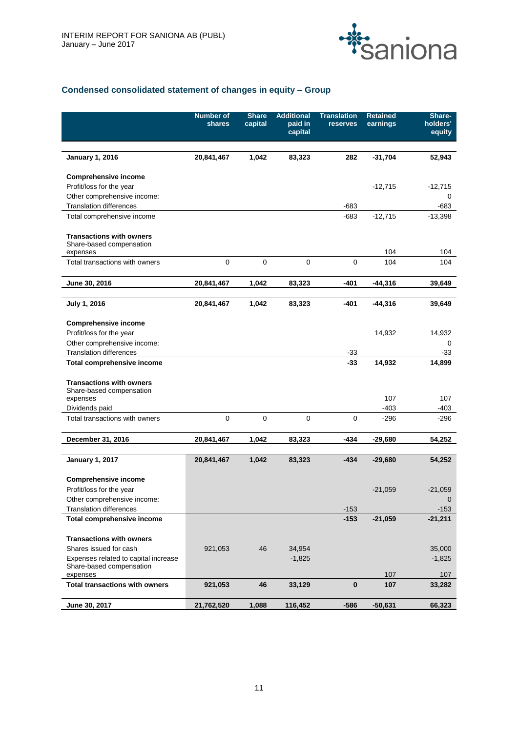## Condensed consolidated statement of changes in equity – Group

| | Number of shares | Share capital | Additional paid in capital | Translation reserves | Retained earnings | Share-holders' equity |
|---|---|---|---|---|---|---|
| **January 1, 2016** | **20,841,467** | **1,042** | **83,323** | **282** | **-31,704** | **52,943** |
| **Comprehensive income** | | | | | | |
| Profit/loss for the year | | | | | -12,715 | -12,715 |
| Other comprehensive income: | | | | | | 0 |
| Translation differences | | | | -683 | | -683 |
| Total comprehensive income | | | | -683 | -12,715 | -13,398 |
| **Transactions with owners** | | | | | | |
| Share-based compensation expenses | | | | | 104 | 104 |
| Total transactions with owners | 0 | 0 | 0 | 0 | 104 | 104 |
| **June 30, 2016** | **20,841,467** | **1,042** | **83,323** | **-401** | **-44,316** | **39,649** |
| **July 1, 2016** | **20,841,467** | **1,042** | **83,323** | **-401** | **-44,316** | **39,649** |
| **Comprehensive income** | | | | | | |
| Profit/loss for the year | | | | | 14,932 | 14,932 |
| Other comprehensive income: | | | | | | 0 |
| Translation differences | | | | -33 | | -33 |
| **Total comprehensive income** | | | | **-33** | **14,932** | **14,899** |
| **Transactions with owners** | | | | | | |
| Share-based compensation expenses | | | | | 107 | 107 |
| Dividends paid | | | | | -403 | -403 |
| Total transactions with owners | 0 | 0 | 0 | 0 | -296 | -296 |
| **December 31, 2016** | **20,841,467** | **1,042** | **83,323** | **-434** | **-29,680** | **54,252** |
| **January 1, 2017** | **20,841,467** | **1,042** | **83,323** | **-434** | **-29,680** | **54,252** |
| **Comprehensive income** | | | | | | |
| Profit/loss for the year | | | | | -21,059 | -21,059 |
| Other comprehensive income: | | | | | | 0 |
| Translation differences | | | | -153 | | -153 |
| **Total comprehensive income** | | | | **-153** | **-21,059** | **-21,211** |
| **Transactions with owners** | | | | | | |
| Shares issued for cash | 921,053 | 46 | 34,954 | | | 35,000 |
| Expenses related to capital increase | | | -1,825 | | | -1,825 |
| Share-based compensation expenses | | | | | 107 | 107 |
| **Total transactions with owners** | **921,053** | **46** | **33,129** | **0** | **107** | **33,282** |
| **June 30, 2017** | **21,762,520** | **1,088** | **116,452** | **-586** | **-50,631** | **66,323** |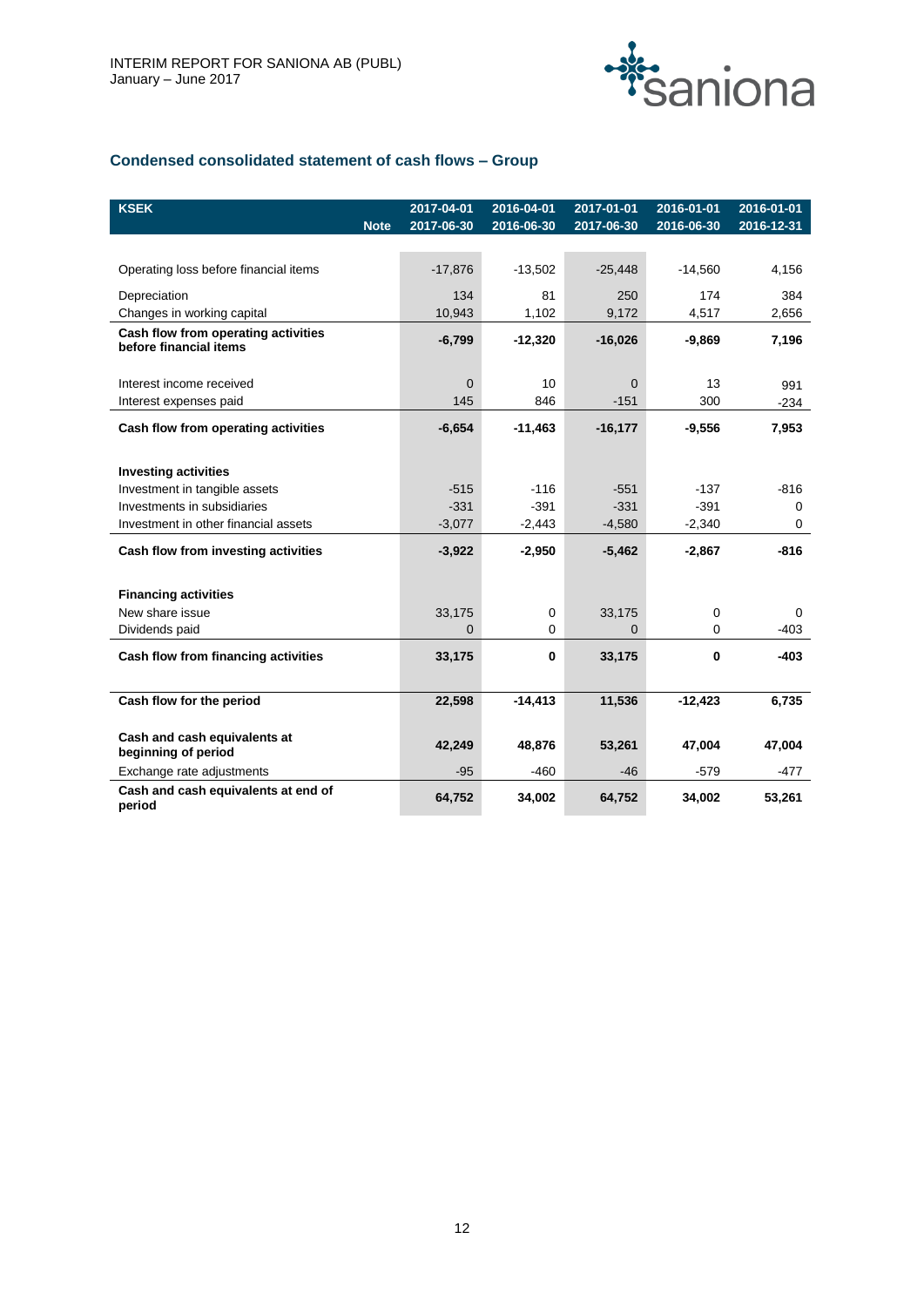## Condensed consolidated statement of cash flows – Group

| KSEK | Note | 2017-04-01<br>2017-06-30 | 2016-04-01<br>2016-06-30 | 2017-01-01<br>2017-06-30 | 2016-01-01<br>2016-06-30 | 2016-01-01<br>2016-12-31 |
|---|---|---|---|---|---|---|
| Operating loss before financial items | | -17,876 | -13,502 | -25,448 | -14,560 | 4,156 |
| Depreciation | | 134 | 81 | 250 | 174 | 384 |
| Changes in working capital | | 10,943 | 1,102 | 9,172 | 4,517 | 2,656 |
| **Cash flow from operating activities before financial items** | | **-6,799** | **-12,320** | **-16,026** | **-9,869** | **7,196** |
| Interest income received | | 0 | 10 | 0 | 13 | 991 |
| Interest expenses paid | | 145 | 846 | -151 | 300 | -234 |
| **Cash flow from operating activities** | | **-6,654** | **-11,463** | **-16,177** | **-9,556** | **7,953** |
| **Investing activities** | | | | | | |
| Investment in tangible assets | | -515 | -116 | -551 | -137 | -816 |
| Investments in subsidiaries | | -331 | -391 | -331 | -391 | 0 |
| Investment in other financial assets | | -3,077 | -2,443 | -4,580 | -2,340 | 0 |
| **Cash flow from investing activities** | | **-3,922** | **-2,950** | **-5,462** | **-2,867** | **-816** |
| **Financing activities** | | | | | | |
| New share issue | | 33,175 | 0 | 33,175 | 0 | 0 |
| Dividends paid | | 0 | 0 | 0 | 0 | -403 |
| **Cash flow from financing activities** | | **33,175** | **0** | **33,175** | **0** | **-403** |
| **Cash flow for the period** | | **22,598** | **-14,413** | **11,536** | **-12,423** | **6,735** |
| **Cash and cash equivalents at beginning of period** | | **42,249** | **48,876** | **53,261** | **47,004** | **47,004** |
| Exchange rate adjustments | | -95 | -460 | -46 | -579 | -477 |
| **Cash and cash equivalents at end of period** | | **64,752** | **34,002** | **64,752** | **34,002** | **53,261** |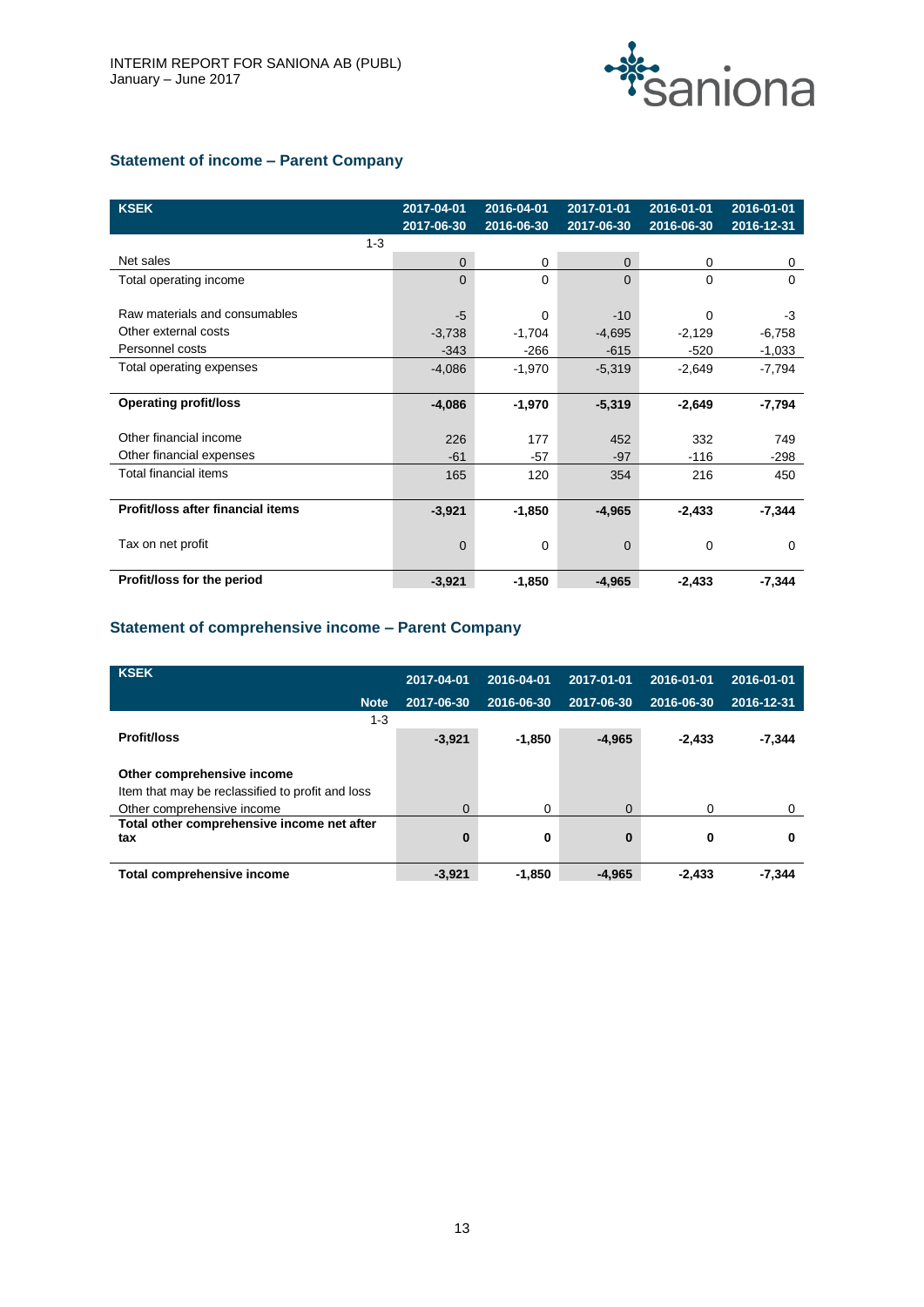## Statement of income – Parent Company

| KSEK | 2017-04-01<br>2017-06-30 | 2016-04-01<br>2016-06-30 | 2017-01-01<br>2017-06-30 | 2016-01-01<br>2016-06-30 | 2016-01-01<br>2016-12-31 |
|---|---|---|---|---|---|
| 1-3 | | | | | |
| Net sales | 0 | 0 | 0 | 0 | 0 |
| Total operating income | 0 | 0 | 0 | 0 | 0 |
| Raw materials and consumables | -5 | 0 | -10 | 0 | -3 |
| Other external costs | -3,738 | -1,704 | -4,695 | -2,129 | -6,758 |
| Personnel costs | -343 | -266 | -615 | -520 | -1,033 |
| Total operating expenses | -4,086 | -1,970 | -5,319 | -2,649 | -7,794 |
| **Operating profit/loss** | **-4,086** | **-1,970** | **-5,319** | **-2,649** | **-7,794** |
| Other financial income | 226 | 177 | 452 | 332 | 749 |
| Other financial expenses | -61 | -57 | -97 | -116 | -298 |
| Total financial items | 165 | 120 | 354 | 216 | 450 |
| **Profit/loss after financial items** | **-3,921** | **-1,850** | **-4,965** | **-2,433** | **-7,344** |
| Tax on net profit | 0 | 0 | 0 | 0 | 0 |
| **Profit/loss for the period** | **-3,921** | **-1,850** | **-4,965** | **-2,433** | **-7,344** |

## Statement of comprehensive income – Parent Company

| KSEK | Note | 2017-04-01<br>2017-06-30 | 2016-04-01<br>2016-06-30 | 2017-01-01<br>2017-06-30 | 2016-01-01<br>2016-06-30 | 2016-01-01<br>2016-12-31 |
|---|---|---|---|---|---|---|
| | 1-3 | | | | | |
| **Profit/loss** | | **-3,921** | **-1,850** | **-4,965** | **-2,433** | **-7,344** |
| **Other comprehensive income** | | | | | | |
| Item that may be reclassified to profit and loss | | | | | | |
| Other comprehensive income | | 0 | 0 | 0 | 0 | 0 |
| **Total other comprehensive income net after tax** | | **0** | **0** | **0** | **0** | **0** |
| **Total comprehensive income** | | **-3,921** | **-1,850** | **-4,965** | **-2,433** | **-7,344** |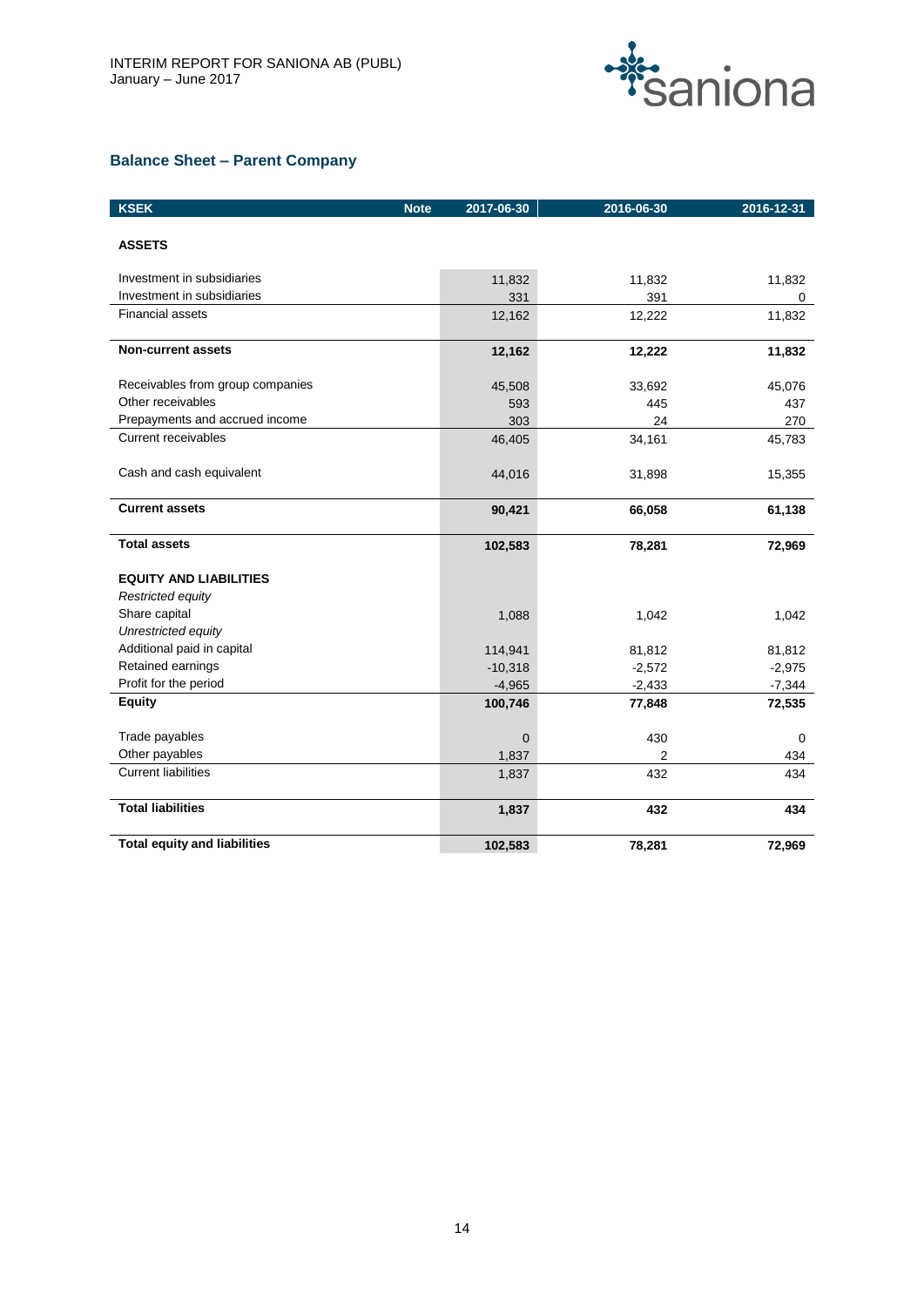## Balance Sheet – Parent Company

| KSEK | Note | 2017-06-30 | 2016-06-30 | 2016-12-31 |
|---|---|---|---|---|
| **ASSETS** | | | | |
| Investment in subsidiaries | | 11,832 | 11,832 | 11,832 |
| Investment in subsidiaries | | 331 | 391 | 0 |
| Financial assets | | 12,162 | 12,222 | 11,832 |
| **Non-current assets** | | **12,162** | **12,222** | **11,832** |
| Receivables from group companies | | 45,508 | 33,692 | 45,076 |
| Other receivables | | 593 | 445 | 437 |
| Prepayments and accrued income | | 303 | 24 | 270 |
| Current receivables | | 46,405 | 34,161 | 45,783 |
| Cash and cash equivalent | | 44,016 | 31,898 | 15,355 |
| **Current assets** | | **90,421** | **66,058** | **61,138** |
| **Total assets** | | **102,583** | **78,281** | **72,969** |
| **EQUITY AND LIABILITIES** | | | | |
| *Restricted equity* | | | | |
| Share capital | | 1,088 | 1,042 | 1,042 |
| *Unrestricted equity* | | | | |
| Additional paid in capital | | 114,941 | 81,812 | 81,812 |
| Retained earnings | | -10,318 | -2,572 | -2,975 |
| Profit for the period | | -4,965 | -2,433 | -7,344 |
| **Equity** | | **100,746** | **77,848** | **72,535** |
| Trade payables | | 0 | 430 | 0 |
| Other payables | | 1,837 | 2 | 434 |
| Current liabilities | | 1,837 | 432 | 434 |
| **Total liabilities** | | **1,837** | **432** | **434** |
| **Total equity and liabilities** | | **102,583** | **78,281** | **72,969** |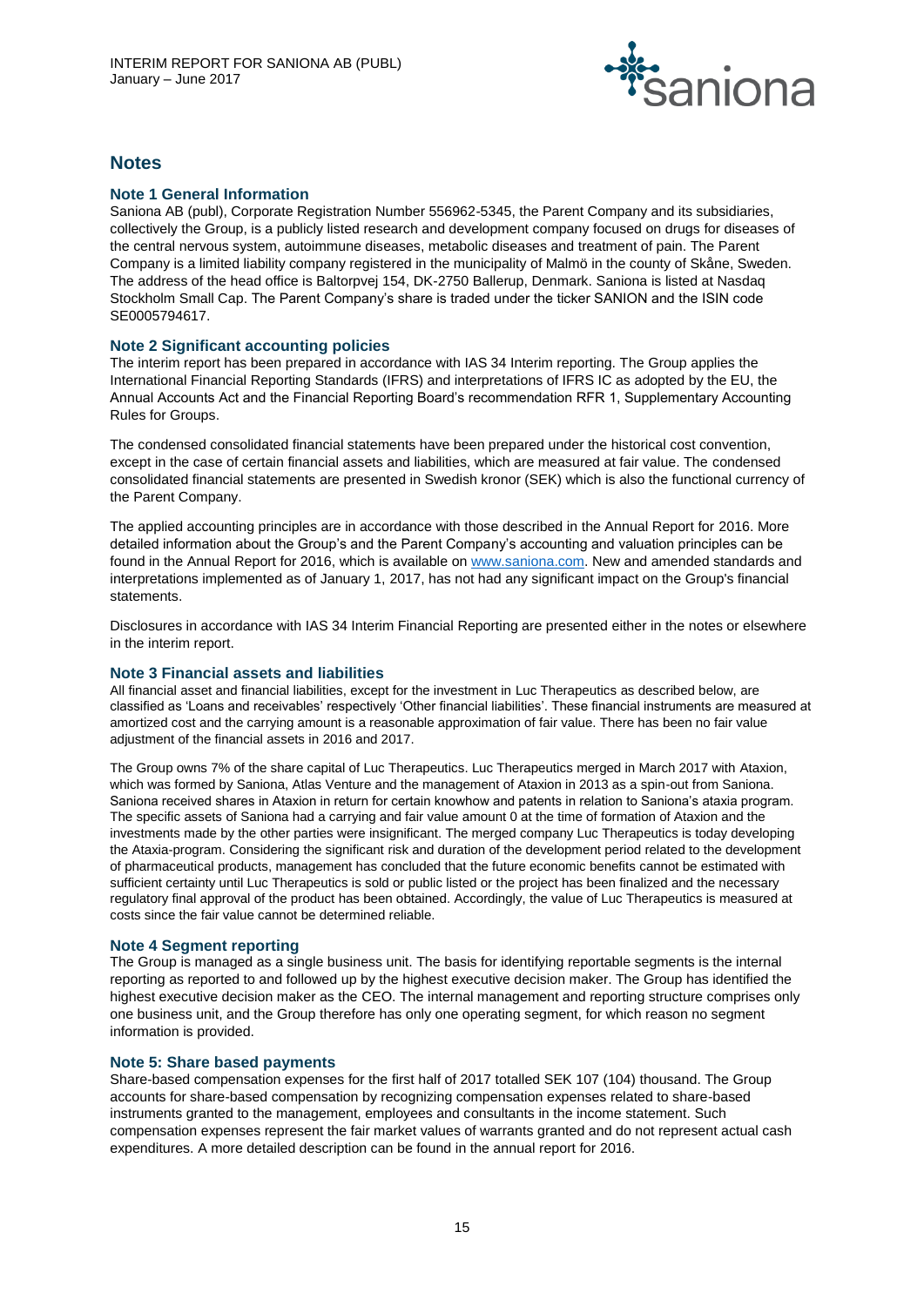## Notes

### Note 1 General Information

Saniona AB (publ), Corporate Registration Number 556962-5345, the Parent Company and its subsidiaries, collectively the Group, is a publicly listed research and development company focused on drugs for diseases of the central nervous system, autoimmune diseases, metabolic diseases and treatment of pain. The Parent Company is a limited liability company registered in the municipality of Malmö in the county of Skåne, Sweden. The address of the head office is Baltorpvej 154, DK-2750 Ballerup, Denmark. Saniona is listed at Nasdaq Stockholm Small Cap. The Parent Company's share is traded under the ticker SANION and the ISIN code SE0005794617.

### Note 2 Significant accounting policies

The interim report has been prepared in accordance with IAS 34 Interim reporting. The Group applies the International Financial Reporting Standards (IFRS) and interpretations of IFRS IC as adopted by the EU, the Annual Accounts Act and the Financial Reporting Board's recommendation RFR 1, Supplementary Accounting Rules for Groups.

The condensed consolidated financial statements have been prepared under the historical cost convention, except in the case of certain financial assets and liabilities, which are measured at fair value. The condensed consolidated financial statements are presented in Swedish kronor (SEK) which is also the functional currency of the Parent Company.

The applied accounting principles are in accordance with those described in the Annual Report for 2016. More detailed information about the Group's and the Parent Company's accounting and valuation principles can be found in the Annual Report for 2016, which is available on www.saniona.com. New and amended standards and interpretations implemented as of January 1, 2017, has not had any significant impact on the Group's financial statements.

Disclosures in accordance with IAS 34 Interim Financial Reporting are presented either in the notes or elsewhere in the interim report.

### Note 3 Financial assets and liabilities

All financial asset and financial liabilities, except for the investment in Luc Therapeutics as described below, are classified as 'Loans and receivables' respectively 'Other financial liabilities'. These financial instruments are measured at amortized cost and the carrying amount is a reasonable approximation of fair value. There has been no fair value adjustment of the financial assets in 2016 and 2017.

The Group owns 7% of the share capital of Luc Therapeutics. Luc Therapeutics merged in March 2017 with Ataxion, which was formed by Saniona, Atlas Venture and the management of Ataxion in 2013 as a spin-out from Saniona. Saniona received shares in Ataxion in return for certain knowhow and patents in relation to Saniona's ataxia program. The specific assets of Saniona had a carrying and fair value amount 0 at the time of formation of Ataxion and the investments made by the other parties were insignificant. The merged company Luc Therapeutics is today developing the Ataxia-program. Considering the significant risk and duration of the development period related to the development of pharmaceutical products, management has concluded that the future economic benefits cannot be estimated with sufficient certainty until Luc Therapeutics is sold or public listed or the project has been finalized and the necessary regulatory final approval of the product has been obtained. Accordingly, the value of Luc Therapeutics is measured at costs since the fair value cannot be determined reliable.

### Note 4 Segment reporting

The Group is managed as a single business unit. The basis for identifying reportable segments is the internal reporting as reported to and followed up by the highest executive decision maker. The Group has identified the highest executive decision maker as the CEO. The internal management and reporting structure comprises only one business unit, and the Group therefore has only one operating segment, for which reason no segment information is provided.

### Note 5: Share based payments

Share-based compensation expenses for the first half of 2017 totalled SEK 107 (104) thousand. The Group accounts for share-based compensation by recognizing compensation expenses related to share-based instruments granted to the management, employees and consultants in the income statement. Such compensation expenses represent the fair market values of warrants granted and do not represent actual cash expenditures. A more detailed description can be found in the annual report for 2016.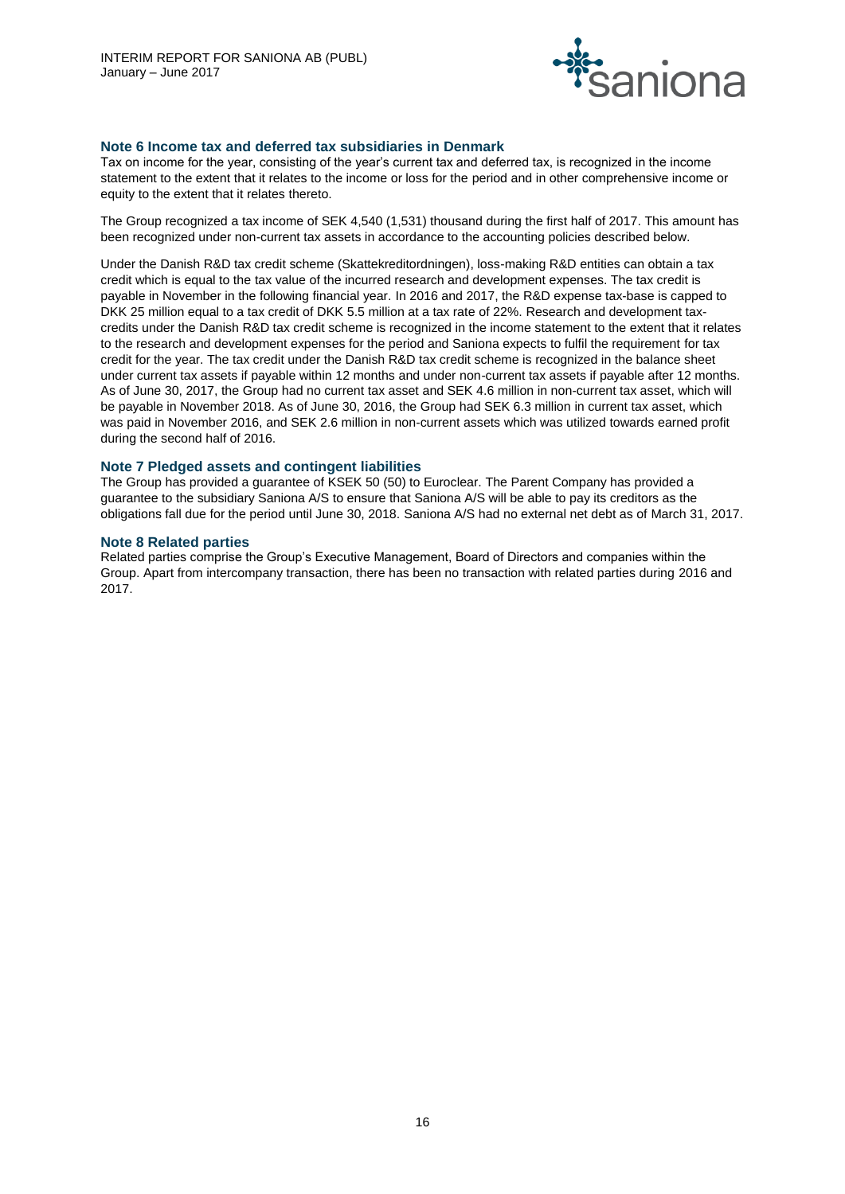### Note 6 Income tax and deferred tax subsidiaries in Denmark

Tax on income for the year, consisting of the year's current tax and deferred tax, is recognized in the income statement to the extent that it relates to the income or loss for the period and in other comprehensive income or equity to the extent that it relates thereto.

The Group recognized a tax income of SEK 4,540 (1,531) thousand during the first half of 2017. This amount has been recognized under non-current tax assets in accordance to the accounting policies described below.

Under the Danish R&D tax credit scheme (Skattekreditordningen), loss-making R&D entities can obtain a tax credit which is equal to the tax value of the incurred research and development expenses. The tax credit is payable in November in the following financial year. In 2016 and 2017, the R&D expense tax-base is capped to DKK 25 million equal to a tax credit of DKK 5.5 million at a tax rate of 22%. Research and development tax-credits under the Danish R&D tax credit scheme is recognized in the income statement to the extent that it relates to the research and development expenses for the period and Saniona expects to fulfil the requirement for tax credit for the year. The tax credit under the Danish R&D tax credit scheme is recognized in the balance sheet under current tax assets if payable within 12 months and under non-current tax assets if payable after 12 months. As of June 30, 2017, the Group had no current tax asset and SEK 4.6 million in non-current tax asset, which will be payable in November 2018. As of June 30, 2016, the Group had SEK 6.3 million in current tax asset, which was paid in November 2016, and SEK 2.6 million in non-current assets which was utilized towards earned profit during the second half of 2016.

### Note 7 Pledged assets and contingent liabilities

The Group has provided a guarantee of KSEK 50 (50) to Euroclear. The Parent Company has provided a guarantee to the subsidiary Saniona A/S to ensure that Saniona A/S will be able to pay its creditors as the obligations fall due for the period until June 30, 2018. Saniona A/S had no external net debt as of March 31, 2017.

### Note 8 Related parties

Related parties comprise the Group's Executive Management, Board of Directors and companies within the Group. Apart from intercompany transaction, there has been no transaction with related parties during 2016 and 2017.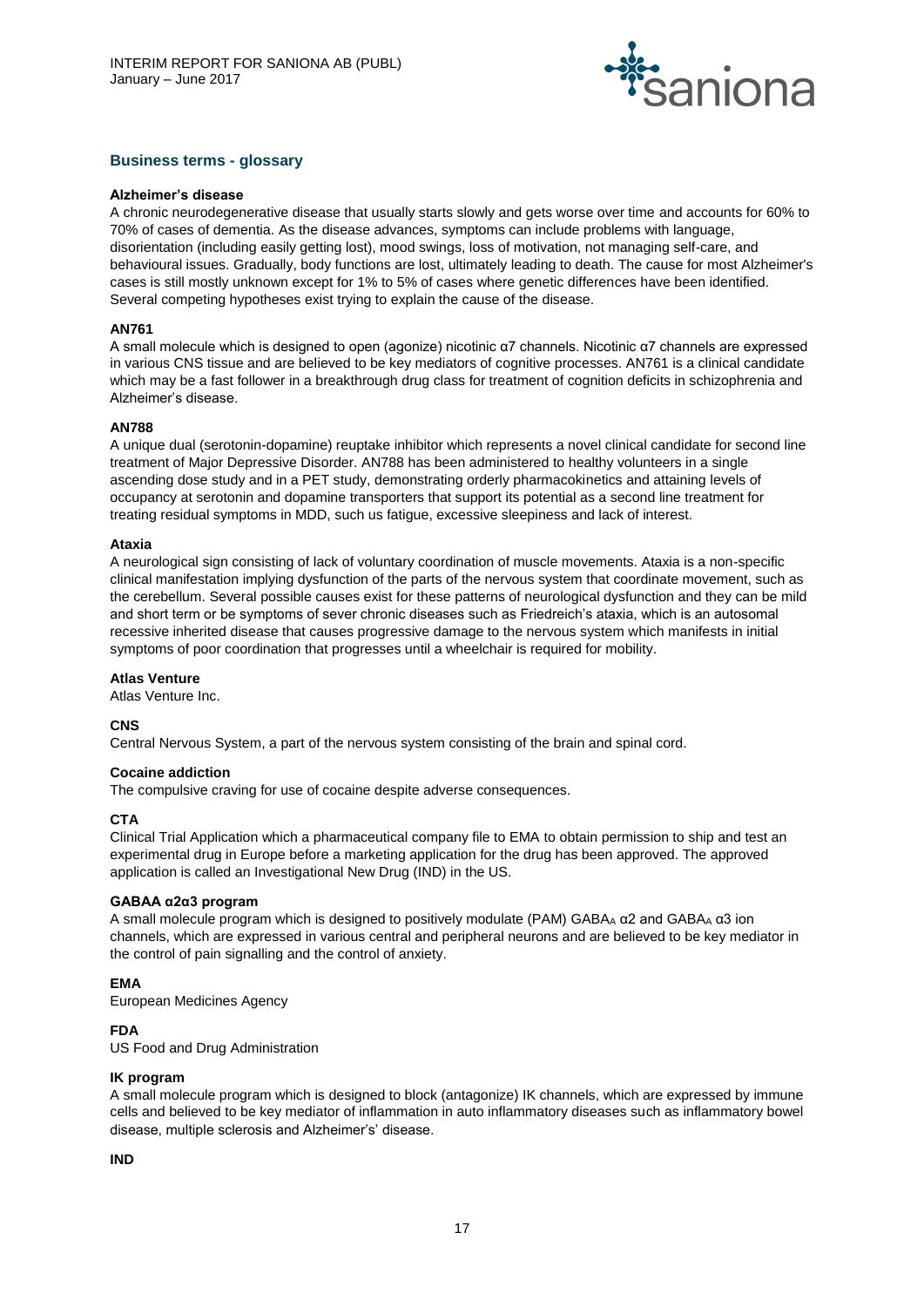## Business terms - glossary

**Alzheimer's disease**

A chronic neurodegenerative disease that usually starts slowly and gets worse over time and accounts for 60% to 70% of cases of dementia. As the disease advances, symptoms can include problems with language, disorientation (including easily getting lost), mood swings, loss of motivation, not managing self-care, and behavioural issues. Gradually, body functions are lost, ultimately leading to death. The cause for most Alzheimer's cases is still mostly unknown except for 1% to 5% of cases where genetic differences have been identified. Several competing hypotheses exist trying to explain the cause of the disease.

**AN761**

A small molecule which is designed to open (agonize) nicotinic α7 channels. Nicotinic α7 channels are expressed in various CNS tissue and are believed to be key mediators of cognitive processes. AN761 is a clinical candidate which may be a fast follower in a breakthrough drug class for treatment of cognition deficits in schizophrenia and Alzheimer's disease.

**AN788**

A unique dual (serotonin-dopamine) reuptake inhibitor which represents a novel clinical candidate for second line treatment of Major Depressive Disorder. AN788 has been administered to healthy volunteers in a single ascending dose study and in a PET study, demonstrating orderly pharmacokinetics and attaining levels of occupancy at serotonin and dopamine transporters that support its potential as a second line treatment for treating residual symptoms in MDD, such us fatigue, excessive sleepiness and lack of interest.

**Ataxia**

A neurological sign consisting of lack of voluntary coordination of muscle movements. Ataxia is a non-specific clinical manifestation implying dysfunction of the parts of the nervous system that coordinate movement, such as the cerebellum. Several possible causes exist for these patterns of neurological dysfunction and they can be mild and short term or be symptoms of sever chronic diseases such as Friedreich's ataxia, which is an autosomal recessive inherited disease that causes progressive damage to the nervous system which manifests in initial symptoms of poor coordination that progresses until a wheelchair is required for mobility.

**Atlas Venture**

Atlas Venture Inc.

**CNS**

Central Nervous System, a part of the nervous system consisting of the brain and spinal cord.

**Cocaine addiction**

The compulsive craving for use of cocaine despite adverse consequences.

**CTA**

Clinical Trial Application which a pharmaceutical company file to EMA to obtain permission to ship and test an experimental drug in Europe before a marketing application for the drug has been approved. The approved application is called an Investigational New Drug (IND) in the US.

**GABAA α2α3 program**

A small molecule program which is designed to positively modulate (PAM) $GABA_A$ α2 and $GABA_A$ α3 ion channels, which are expressed in various central and peripheral neurons and are believed to be key mediator in the control of pain signalling and the control of anxiety.

**EMA**

European Medicines Agency

**FDA**

US Food and Drug Administration

**IK program**

A small molecule program which is designed to block (antagonize) IK channels, which are expressed by immune cells and believed to be key mediator of inflammation in auto inflammatory diseases such as inflammatory bowel disease, multiple sclerosis and Alzheimer's' disease.

**IND**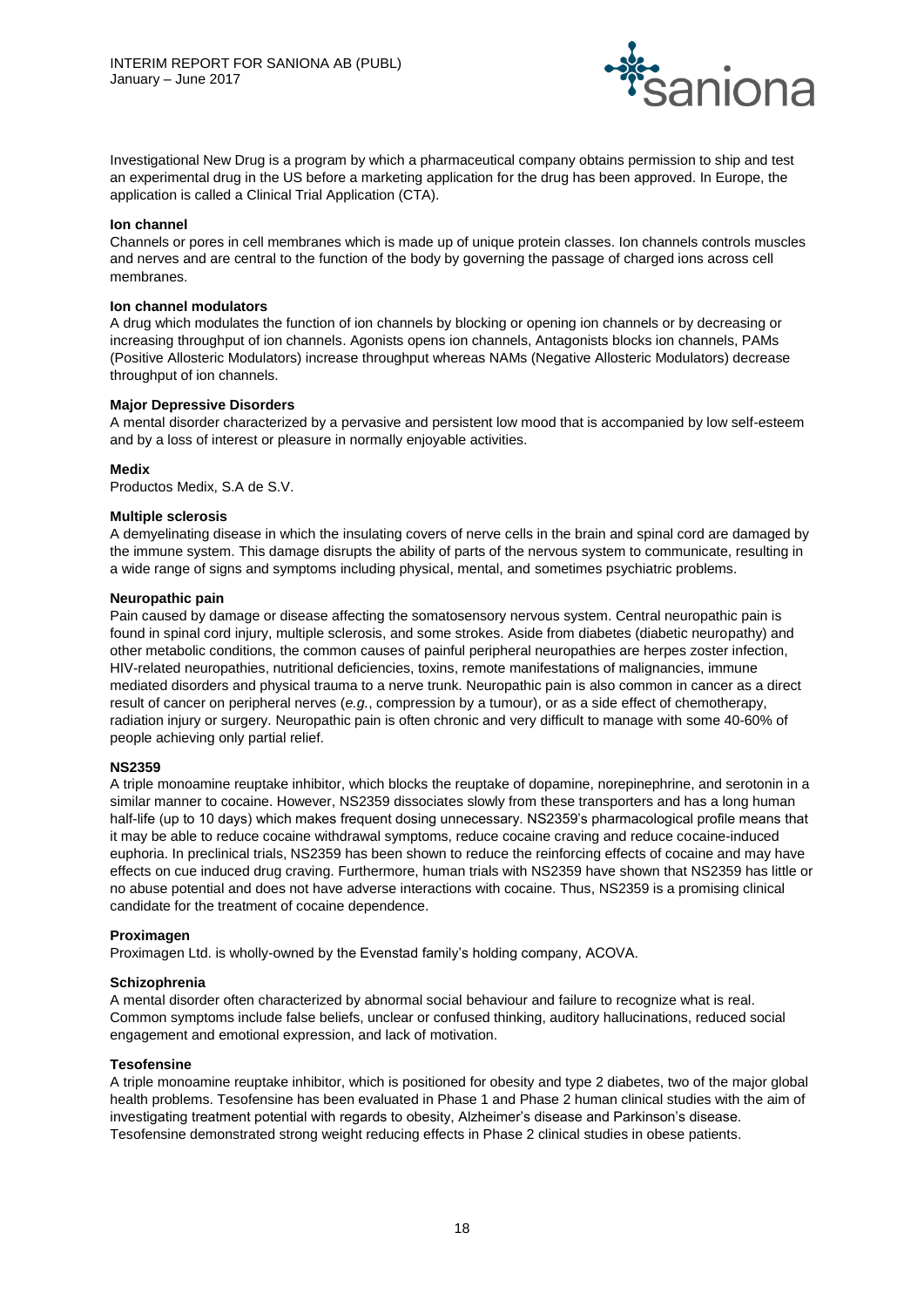Investigational New Drug is a program by which a pharmaceutical company obtains permission to ship and test an experimental drug in the US before a marketing application for the drug has been approved. In Europe, the application is called a Clinical Trial Application (CTA).

**Ion channel**

Channels or pores in cell membranes which is made up of unique protein classes. Ion channels controls muscles and nerves and are central to the function of the body by governing the passage of charged ions across cell membranes.

**Ion channel modulators**

A drug which modulates the function of ion channels by blocking or opening ion channels or by decreasing or increasing throughput of ion channels. Agonists opens ion channels, Antagonists blocks ion channels, PAMs (Positive Allosteric Modulators) increase throughput whereas NAMs (Negative Allosteric Modulators) decrease throughput of ion channels.

**Major Depressive Disorders**

A mental disorder characterized by a pervasive and persistent low mood that is accompanied by low self-esteem and by a loss of interest or pleasure in normally enjoyable activities.

**Medix**

Productos Medix, S.A de S.V.

**Multiple sclerosis**

A demyelinating disease in which the insulating covers of nerve cells in the brain and spinal cord are damaged by the immune system. This damage disrupts the ability of parts of the nervous system to communicate, resulting in a wide range of signs and symptoms including physical, mental, and sometimes psychiatric problems.

**Neuropathic pain**

Pain caused by damage or disease affecting the somatosensory nervous system. Central neuropathic pain is found in spinal cord injury, multiple sclerosis, and some strokes. Aside from diabetes (diabetic neuropathy) and other metabolic conditions, the common causes of painful peripheral neuropathies are herpes zoster infection, HIV-related neuropathies, nutritional deficiencies, toxins, remote manifestations of malignancies, immune mediated disorders and physical trauma to a nerve trunk. Neuropathic pain is also common in cancer as a direct result of cancer on peripheral nerves (*e.g.*, compression by a tumour), or as a side effect of chemotherapy, radiation injury or surgery. Neuropathic pain is often chronic and very difficult to manage with some 40-60% of people achieving only partial relief.

**NS2359**

A triple monoamine reuptake inhibitor, which blocks the reuptake of dopamine, norepinephrine, and serotonin in a similar manner to cocaine. However, NS2359 dissociates slowly from these transporters and has a long human half-life (up to 10 days) which makes frequent dosing unnecessary. NS2359's pharmacological profile means that it may be able to reduce cocaine withdrawal symptoms, reduce cocaine craving and reduce cocaine-induced euphoria. In preclinical trials, NS2359 has been shown to reduce the reinforcing effects of cocaine and may have effects on cue induced drug craving. Furthermore, human trials with NS2359 have shown that NS2359 has little or no abuse potential and does not have adverse interactions with cocaine. Thus, NS2359 is a promising clinical candidate for the treatment of cocaine dependence.

**Proximagen**

Proximagen Ltd. is wholly-owned by the Evenstad family's holding company, ACOVA.

**Schizophrenia**

A mental disorder often characterized by abnormal social behaviour and failure to recognize what is real. Common symptoms include false beliefs, unclear or confused thinking, auditory hallucinations, reduced social engagement and emotional expression, and lack of motivation.

**Tesofensine**

A triple monoamine reuptake inhibitor, which is positioned for obesity and type 2 diabetes, two of the major global health problems. Tesofensine has been evaluated in Phase 1 and Phase 2 human clinical studies with the aim of investigating treatment potential with regards to obesity, Alzheimer's disease and Parkinson's disease. Tesofensine demonstrated strong weight reducing effects in Phase 2 clinical studies in obese patients.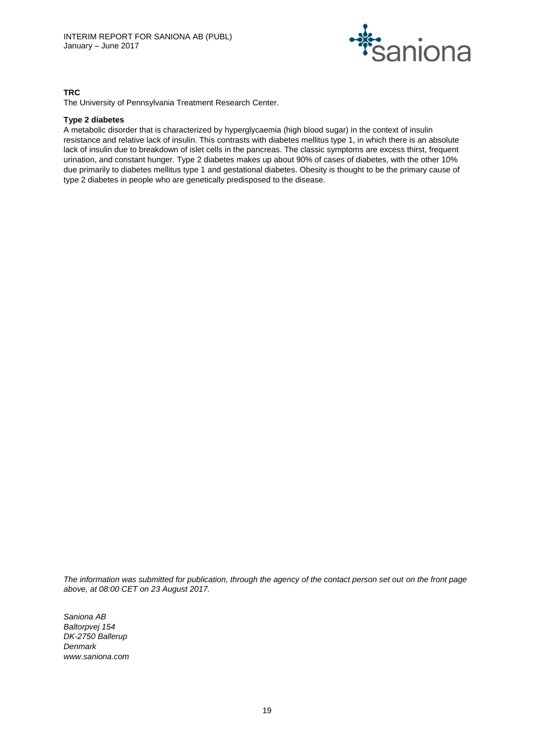**TRC**

The University of Pennsylvania Treatment Research Center.

**Type 2 diabetes**

A metabolic disorder that is characterized by hyperglycaemia (high blood sugar) in the context of insulin resistance and relative lack of insulin. This contrasts with diabetes mellitus type 1, in which there is an absolute lack of insulin due to breakdown of islet cells in the pancreas. The classic symptoms are excess thirst, frequent urination, and constant hunger. Type 2 diabetes makes up about 90% of cases of diabetes, with the other 10% due primarily to diabetes mellitus type 1 and gestational diabetes. Obesity is thought to be the primary cause of type 2 diabetes in people who are genetically predisposed to the disease.

*The information was submitted for publication, through the agency of the contact person set out on the front page above, at 08:00 CET on 23 August 2017.*

*Saniona AB*
*Baltorpvej 154*
*DK-2750 Ballerup*
*Denmark*
*www.saniona.com*